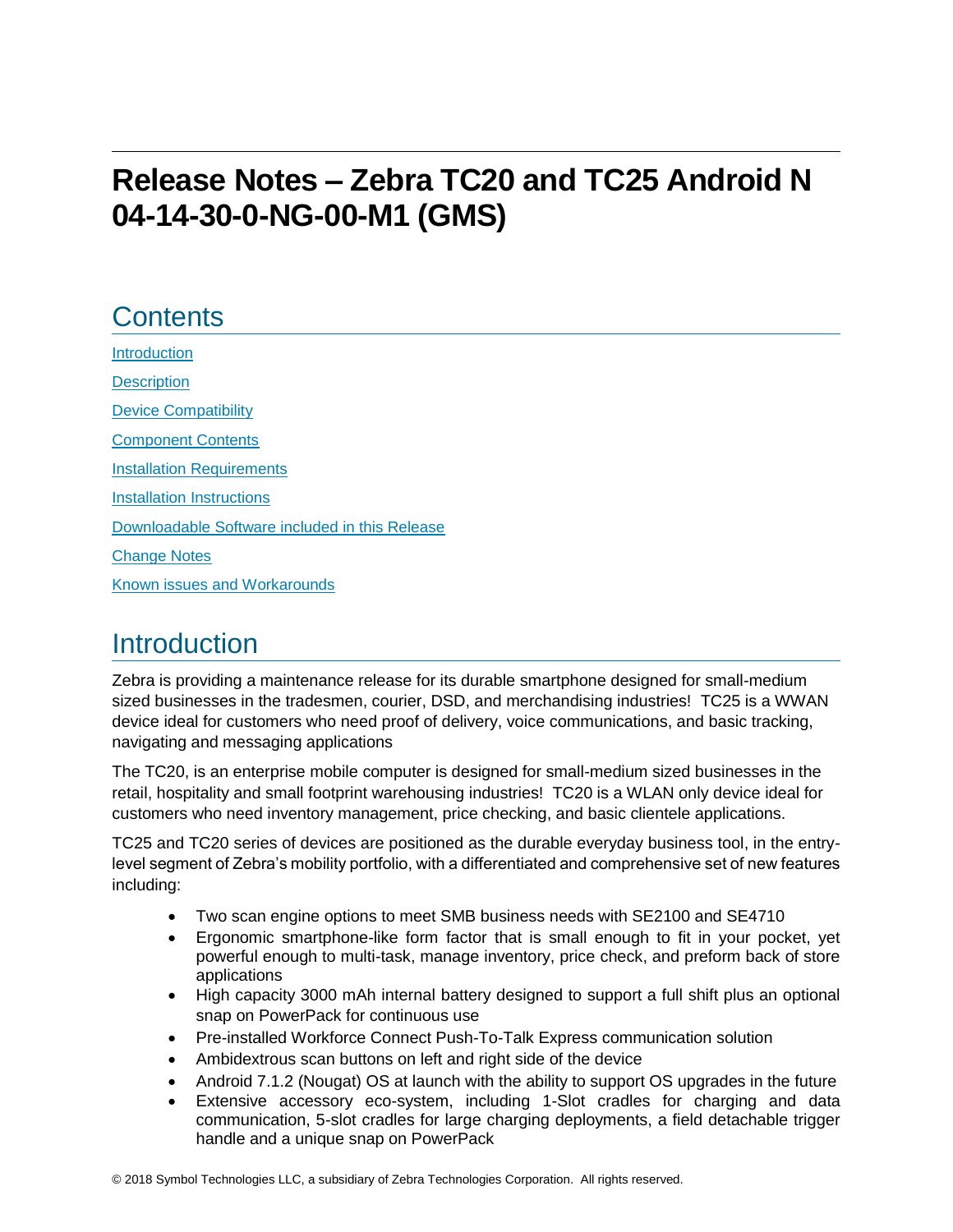# Release Notes – Zebra TC20 and TC25 Android N 04-14-30-0-NG-00-M1 (GMS)

## Contents

[Introduction](#introduction)

[Description](#description)

[Device Compatibility](#device-compatibility)

[Component Contents](#component-contents)

[Installation Requirements](#installation-requirements)

[Installation Instructions](#installation-instructions)

[Downloadable Software included in this Release](#downloadable-software-included-in-this-release)

[Change Notes](#change-notes)

[Known issues and Workarounds](#known-issues-and-workarounds)

## Introduction

Zebra is providing a maintenance release for its durable smartphone designed for small-medium sized businesses in the tradesmen, courier, DSD, and merchandising industries! TC25 is a WWAN device ideal for customers who need proof of delivery, voice communications, and basic tracking, navigating and messaging applications

The TC20, is an enterprise mobile computer is designed for small-medium sized businesses in the retail, hospitality and small footprint warehousing industries! TC20 is a WLAN only device ideal for customers who need inventory management, price checking, and basic clientele applications.

TC25 and TC20 series of devices are positioned as the durable everyday business tool, in the entry-level segment of Zebra's mobility portfolio, with a differentiated and comprehensive set of new features including:

- Two scan engine options to meet SMB business needs with SE2100 and SE4710
- Ergonomic smartphone-like form factor that is small enough to fit in your pocket, yet powerful enough to multi-task, manage inventory, price check, and preform back of store applications
- High capacity 3000 mAh internal battery designed to support a full shift plus an optional snap on PowerPack for continuous use
- Pre-installed Workforce Connect Push-To-Talk Express communication solution
- Ambidextrous scan buttons on left and right side of the device
- Android 7.1.2 (Nougat) OS at launch with the ability to support OS upgrades in the future
- Extensive accessory eco-system, including 1-Slot cradles for charging and data communication, 5-slot cradles for large charging deployments, a field detachable trigger handle and a unique snap on PowerPack

© 2018 Symbol Technologies LLC, a subsidiary of Zebra Technologies Corporation. All rights reserved.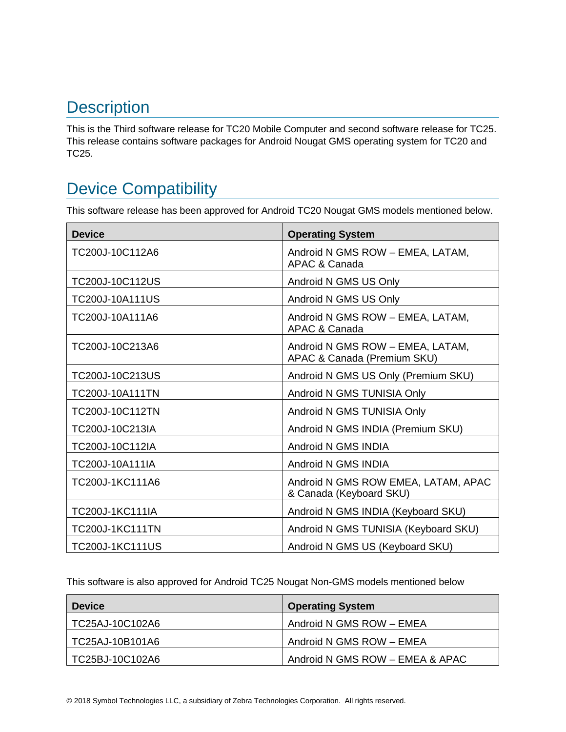## Description

This is the Third software release for TC20 Mobile Computer and second software release for TC25. This release contains software packages for Android Nougat GMS operating system for TC20 and TC25.

## Device Compatibility

This software release has been approved for Android TC20 Nougat GMS models mentioned below.

| Device | Operating System |
| --- | --- |
| TC200J-10C112A6 | Android N GMS ROW – EMEA, LATAM, APAC & Canada |
| TC200J-10C112US | Android N GMS US Only |
| TC200J-10A111US | Android N GMS US Only |
| TC200J-10A111A6 | Android N GMS ROW – EMEA, LATAM, APAC & Canada |
| TC200J-10C213A6 | Android N GMS ROW – EMEA, LATAM, APAC & Canada (Premium SKU) |
| TC200J-10C213US | Android N GMS US Only (Premium SKU) |
| TC200J-10A111TN | Android N GMS TUNISIA Only |
| TC200J-10C112TN | Android N GMS TUNISIA Only |
| TC200J-10C213IA | Android N GMS INDIA (Premium SKU) |
| TC200J-10C112IA | Android N GMS INDIA |
| TC200J-10A111IA | Android N GMS INDIA |
| TC200J-1KC111A6 | Android N GMS ROW EMEA, LATAM, APAC & Canada (Keyboard SKU) |
| TC200J-1KC111IA | Android N GMS INDIA (Keyboard SKU) |
| TC200J-1KC111TN | Android N GMS TUNISIA (Keyboard SKU) |
| TC200J-1KC111US | Android N GMS US (Keyboard SKU) |

This software is also approved for Android TC25 Nougat Non-GMS models mentioned below

| Device | Operating System |
| --- | --- |
| TC25AJ-10C102A6 | Android N GMS ROW – EMEA |
| TC25AJ-10B101A6 | Android N GMS ROW – EMEA |
| TC25BJ-10C102A6 | Android N GMS ROW – EMEA & APAC |

© 2018 Symbol Technologies LLC, a subsidiary of Zebra Technologies Corporation. All rights reserved.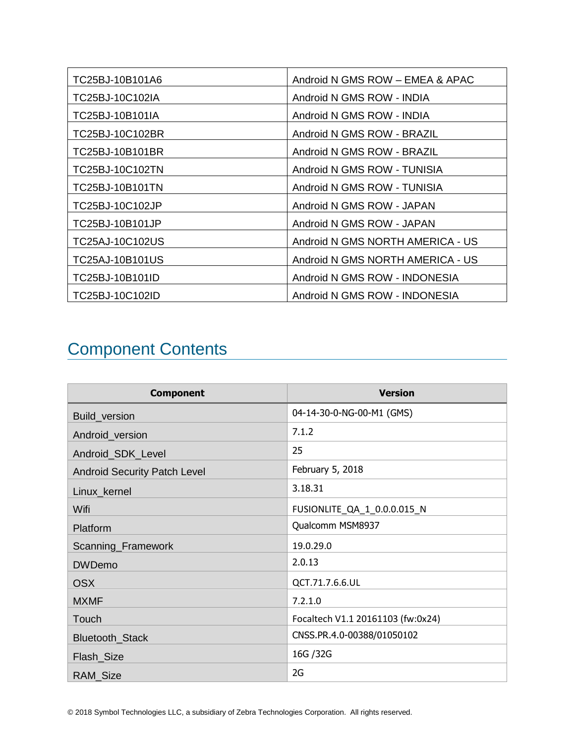| TC25BJ-10B101A6 | Android N GMS ROW – EMEA & APAC |
| --- | --- |
| TC25BJ-10C102IA | Android N GMS ROW - INDIA |
| TC25BJ-10B101IA | Android N GMS ROW - INDIA |
| TC25BJ-10C102BR | Android N GMS ROW - BRAZIL |
| TC25BJ-10B101BR | Android N GMS ROW - BRAZIL |
| TC25BJ-10C102TN | Android N GMS ROW - TUNISIA |
| TC25BJ-10B101TN | Android N GMS ROW - TUNISIA |
| TC25BJ-10C102JP | Android N GMS ROW - JAPAN |
| TC25BJ-10B101JP | Android N GMS ROW - JAPAN |
| TC25AJ-10C102US | Android N GMS NORTH AMERICA - US |
| TC25AJ-10B101US | Android N GMS NORTH AMERICA - US |
| TC25BJ-10B101ID | Android N GMS ROW - INDONESIA |
| TC25BJ-10C102ID | Android N GMS ROW - INDONESIA |

## Component Contents

| Component | Version |
| --- | --- |
| Build_version | 04-14-30-0-NG-00-M1 (GMS) |
| Android_version | 7.1.2 |
| Android_SDK_Level | 25 |
| Android Security Patch Level | February 5, 2018 |
| Linux_kernel | 3.18.31 |
| Wifi | FUSIONLITE_QA_1_0.0.0.015_N |
| Platform | Qualcomm MSM8937 |
| Scanning_Framework | 19.0.29.0 |
| DWDemo | 2.0.13 |
| OSX | QCT.71.7.6.6.UL |
| MXMF | 7.2.1.0 |
| Touch | Focaltech V1.1 20161103 (fw:0x24) |
| Bluetooth_Stack | CNSS.PR.4.0-00388/01050102 |
| Flash_Size | 16G /32G |
| RAM_Size | 2G |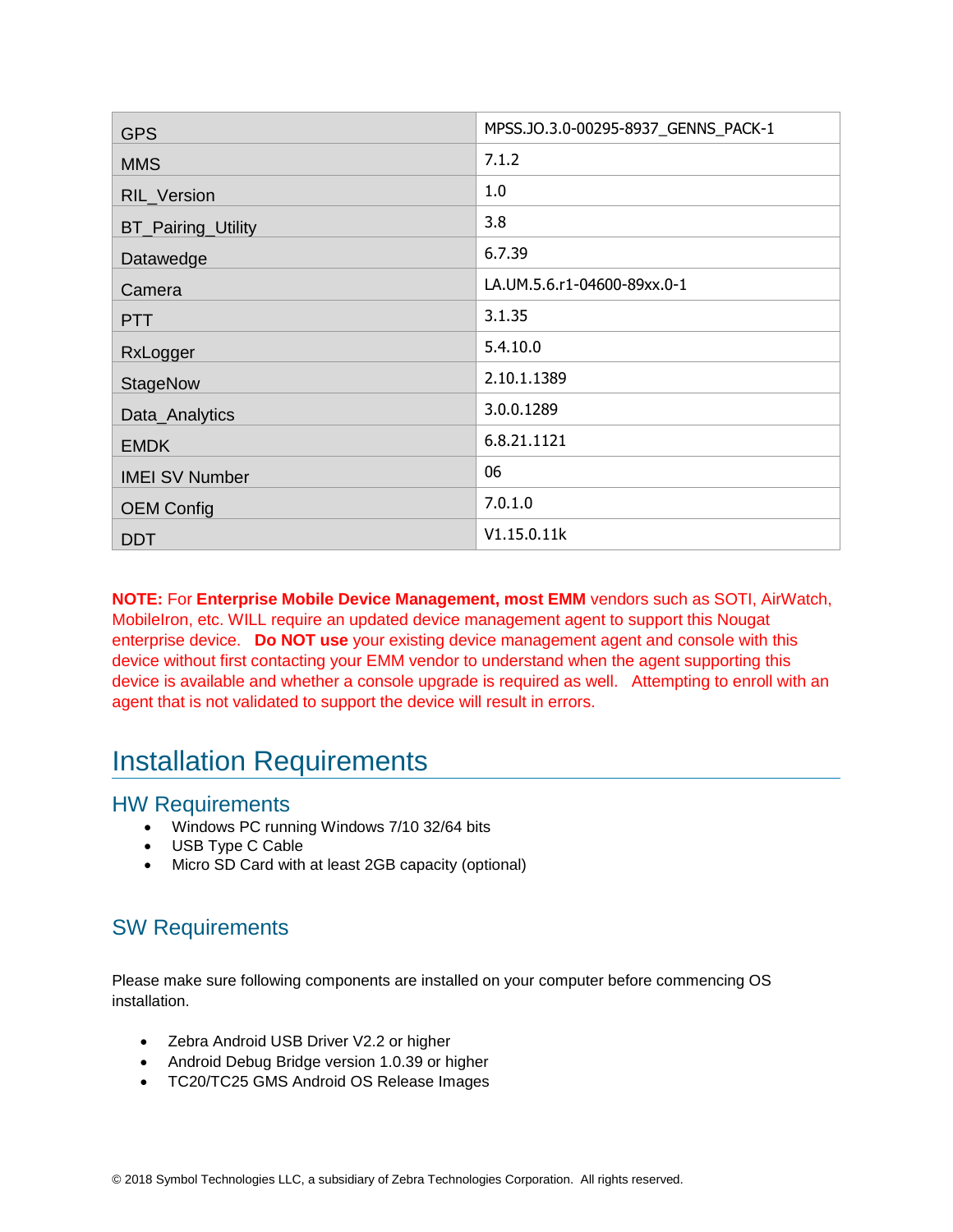| | |
|---|---|
| GPS | MPSS.JO.3.0-00295-8937_GENNS_PACK-1 |
| MMS | 7.1.2 |
| RIL_Version | 1.0 |
| BT_Pairing_Utility | 3.8 |
| Datawedge | 6.7.39 |
| Camera | LA.UM.5.6.r1-04600-89xx.0-1 |
| PTT | 3.1.35 |
| RxLogger | 5.4.10.0 |
| StageNow | 2.10.1.1389 |
| Data_Analytics | 3.0.0.1289 |
| EMDK | 6.8.21.1121 |
| IMEI SV Number | 06 |
| OEM Config | 7.0.1.0 |
| DDT | V1.15.0.11k |

**NOTE:** For **Enterprise Mobile Device Management, most EMM** vendors such as SOTI, AirWatch, MobileIron, etc. WILL require an updated device management agent to support this Nougat enterprise device. **Do NOT use** your existing device management agent and console with this device without first contacting your EMM vendor to understand when the agent supporting this device is available and whether a console upgrade is required as well. Attempting to enroll with an agent that is not validated to support the device will result in errors.

# Installation Requirements

## HW Requirements

- Windows PC running Windows 7/10 32/64 bits
- USB Type C Cable
- Micro SD Card with at least 2GB capacity (optional)

## SW Requirements

Please make sure following components are installed on your computer before commencing OS installation.

- Zebra Android USB Driver V2.2 or higher
- Android Debug Bridge version 1.0.39 or higher
- TC20/TC25 GMS Android OS Release Images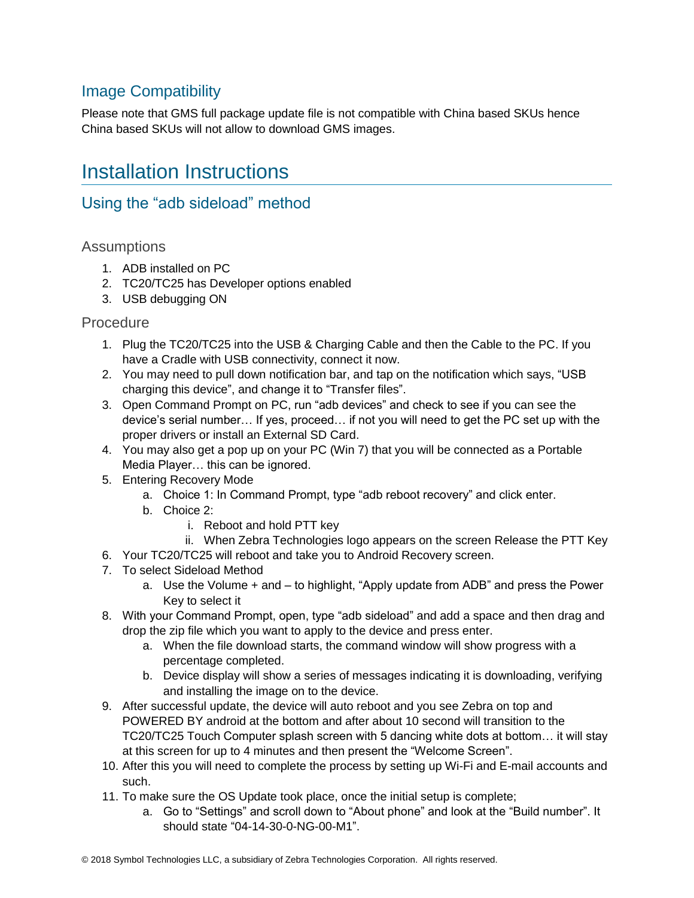## Image Compatibility

Please note that GMS full package update file is not compatible with China based SKUs hence China based SKUs will not allow to download GMS images.

# Installation Instructions

## Using the "adb sideload" method

### Assumptions

1. ADB installed on PC
2. TC20/TC25 has Developer options enabled
3. USB debugging ON

### Procedure

1. Plug the TC20/TC25 into the USB & Charging Cable and then the Cable to the PC. If you have a Cradle with USB connectivity, connect it now.
2. You may need to pull down notification bar, and tap on the notification which says, "USB charging this device", and change it to "Transfer files".
3. Open Command Prompt on PC, run "adb devices" and check to see if you can see the device's serial number… If yes, proceed… if not you will need to get the PC set up with the proper drivers or install an External SD Card.
4. You may also get a pop up on your PC (Win 7) that you will be connected as a Portable Media Player… this can be ignored.
5. Entering Recovery Mode
   a. Choice 1: In Command Prompt, type "adb reboot recovery" and click enter.
   b. Choice 2:
      i. Reboot and hold PTT key
      ii. When Zebra Technologies logo appears on the screen Release the PTT Key
6. Your TC20/TC25 will reboot and take you to Android Recovery screen.
7. To select Sideload Method
   a. Use the Volume + and – to highlight, "Apply update from ADB" and press the Power Key to select it
8. With your Command Prompt, open, type "adb sideload" and add a space and then drag and drop the zip file which you want to apply to the device and press enter.
   a. When the file download starts, the command window will show progress with a percentage completed.
   b. Device display will show a series of messages indicating it is downloading, verifying and installing the image on to the device.
9. After successful update, the device will auto reboot and you see Zebra on top and POWERED BY android at the bottom and after about 10 second will transition to the TC20/TC25 Touch Computer splash screen with 5 dancing white dots at bottom… it will stay at this screen for up to 4 minutes and then present the "Welcome Screen".
10. After this you will need to complete the process by setting up Wi-Fi and E-mail accounts and such.
11. To make sure the OS Update took place, once the initial setup is complete;
    a. Go to "Settings" and scroll down to "About phone" and look at the "Build number". It should state "04-14-30-0-NG-00-M1".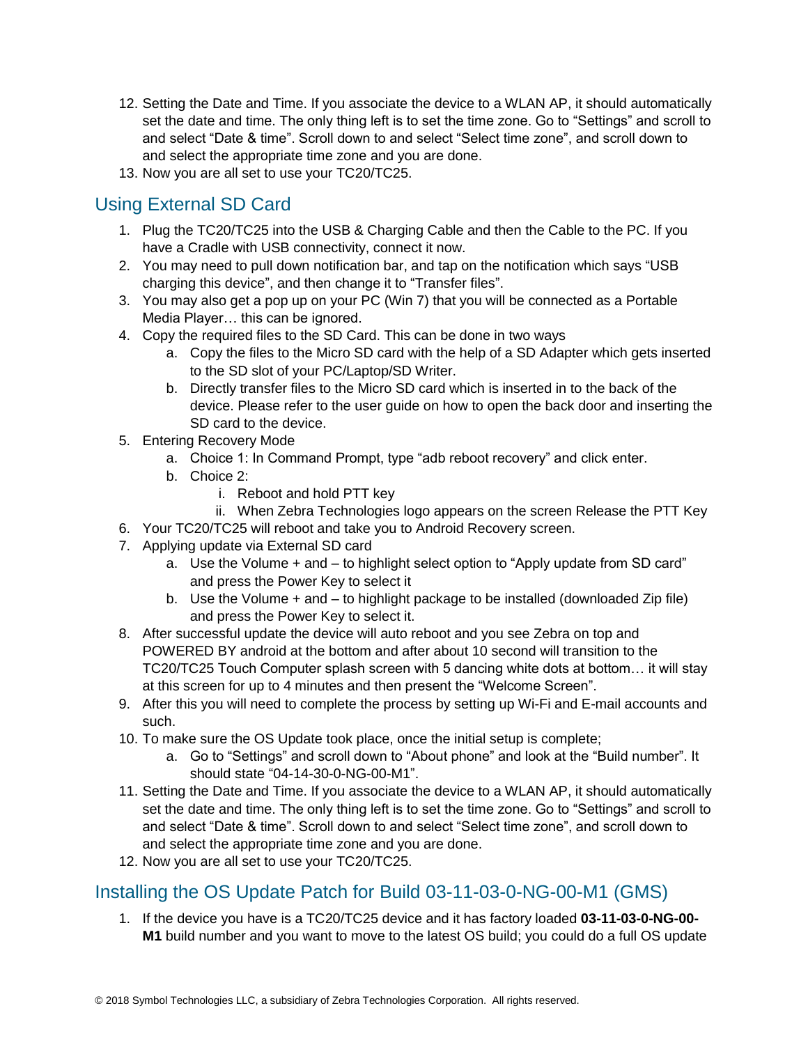12. Setting the Date and Time. If you associate the device to a WLAN AP, it should automatically set the date and time. The only thing left is to set the time zone. Go to “Settings” and scroll to and select “Date & time”. Scroll down to and select “Select time zone”, and scroll down to and select the appropriate time zone and you are done.
13. Now you are all set to use your TC20/TC25.

## Using External SD Card

1. Plug the TC20/TC25 into the USB & Charging Cable and then the Cable to the PC. If you have a Cradle with USB connectivity, connect it now.
2. You may need to pull down notification bar, and tap on the notification which says “USB charging this device”, and then change it to “Transfer files”.
3. You may also get a pop up on your PC (Win 7) that you will be connected as a Portable Media Player… this can be ignored.
4. Copy the required files to the SD Card. This can be done in two ways
    a. Copy the files to the Micro SD card with the help of a SD Adapter which gets inserted to the SD slot of your PC/Laptop/SD Writer.
    b. Directly transfer files to the Micro SD card which is inserted in to the back of the device. Please refer to the user guide on how to open the back door and inserting the SD card to the device.
5. Entering Recovery Mode
    a. Choice 1: In Command Prompt, type “adb reboot recovery” and click enter.
    b. Choice 2:
        i. Reboot and hold PTT key
        ii. When Zebra Technologies logo appears on the screen Release the PTT Key
6. Your TC20/TC25 will reboot and take you to Android Recovery screen.
7. Applying update via External SD card
    a. Use the Volume + and – to highlight select option to “Apply update from SD card” and press the Power Key to select it
    b. Use the Volume + and – to highlight package to be installed (downloaded Zip file) and press the Power Key to select it.
8. After successful update the device will auto reboot and you see Zebra on top and POWERED BY android at the bottom and after about 10 second will transition to the TC20/TC25 Touch Computer splash screen with 5 dancing white dots at bottom… it will stay at this screen for up to 4 minutes and then present the “Welcome Screen”.
9. After this you will need to complete the process by setting up Wi-Fi and E-mail accounts and such.
10. To make sure the OS Update took place, once the initial setup is complete;
    a. Go to “Settings” and scroll down to “About phone” and look at the “Build number”. It should state “04-14-30-0-NG-00-M1”.
11. Setting the Date and Time. If you associate the device to a WLAN AP, it should automatically set the date and time. The only thing left is to set the time zone. Go to “Settings” and scroll to and select “Date & time”. Scroll down to and select “Select time zone”, and scroll down to and select the appropriate time zone and you are done.
12. Now you are all set to use your TC20/TC25.

## Installing the OS Update Patch for Build 03-11-03-0-NG-00-M1 (GMS)

1. If the device you have is a TC20/TC25 device and it has factory loaded **03-11-03-0-NG-00-M1** build number and you want to move to the latest OS build; you could do a full OS update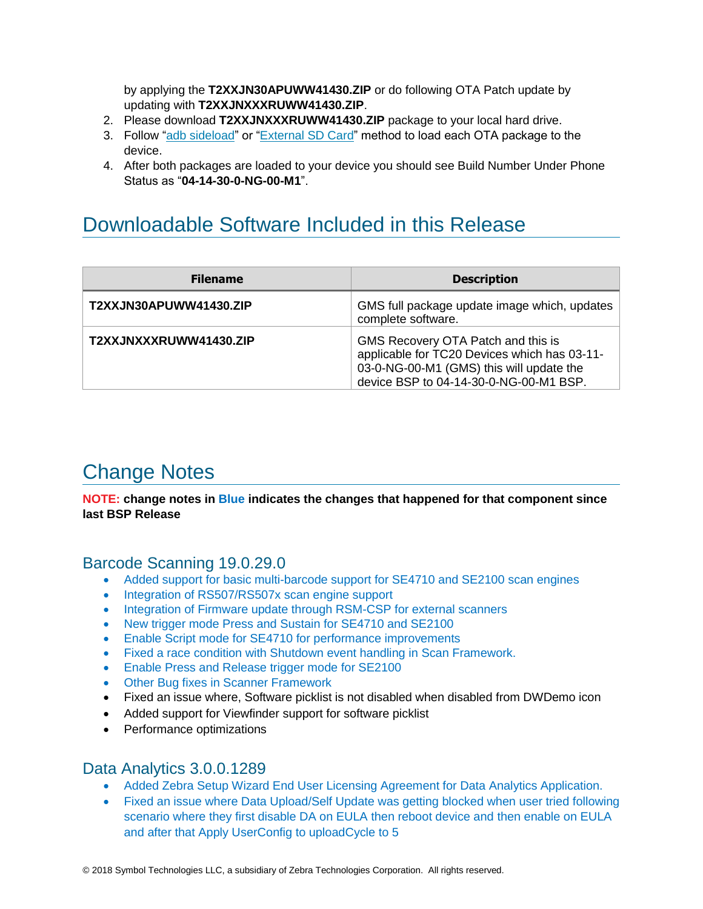by applying the **T2XXJN30APUWW41430.ZIP** or do following OTA Patch update by updating with **T2XXJNXXXRUWW41430.ZIP**.

2. Please download **T2XXJNXXXRUWW41430.ZIP** package to your local hard drive.
3. Follow "adb sideload" or "External SD Card" method to load each OTA package to the device.
4. After both packages are loaded to your device you should see Build Number Under Phone Status as "**04-14-30-0-NG-00-M1**".

# Downloadable Software Included in this Release

| Filename | Description |
| --- | --- |
| **T2XXJN30APUWW41430.ZIP** | GMS full package update image which, updates complete software. |
| **T2XXJNXXXRUWW41430.ZIP** | GMS Recovery OTA Patch and this is applicable for TC20 Devices which has 03-11-03-0-NG-00-M1 (GMS) this will update the device BSP to 04-14-30-0-NG-00-M1 BSP. |

# Change Notes

**NOTE: change notes in Blue indicates the changes that happened for that component since last BSP Release**

## Barcode Scanning 19.0.29.0

- Added support for basic multi-barcode support for SE4710 and SE2100 scan engines
- Integration of RS507/RS507x scan engine support
- Integration of Firmware update through RSM-CSP for external scanners
- New trigger mode Press and Sustain for SE4710 and SE2100
- Enable Script mode for SE4710 for performance improvements
- Fixed a race condition with Shutdown event handling in Scan Framework.
- Enable Press and Release trigger mode for SE2100
- Other Bug fixes in Scanner Framework
- Fixed an issue where, Software picklist is not disabled when disabled from DWDemo icon
- Added support for Viewfinder support for software picklist
- Performance optimizations

## Data Analytics 3.0.0.1289

- Added Zebra Setup Wizard End User Licensing Agreement for Data Analytics Application.
- Fixed an issue where Data Upload/Self Update was getting blocked when user tried following scenario where they first disable DA on EULA then reboot device and then enable on EULA and after that Apply UserConfig to uploadCycle to 5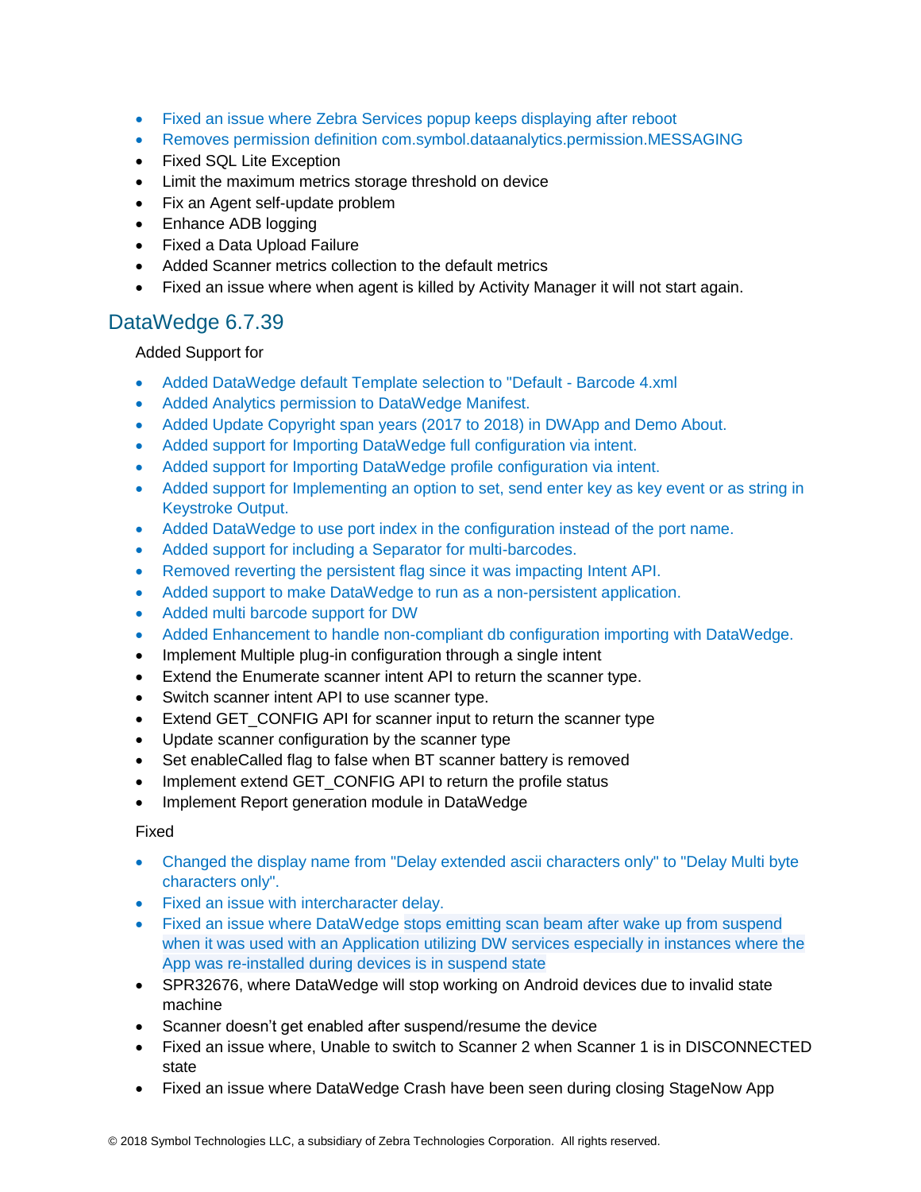- Fixed an issue where Zebra Services popup keeps displaying after reboot
- Removes permission definition com.symbol.dataanalytics.permission.MESSAGING
- Fixed SQL Lite Exception
- Limit the maximum metrics storage threshold on device
- Fix an Agent self-update problem
- Enhance ADB logging
- Fixed a Data Upload Failure
- Added Scanner metrics collection to the default metrics
- Fixed an issue where when agent is killed by Activity Manager it will not start again.

## DataWedge 6.7.39

Added Support for

- Added DataWedge default Template selection to "Default - Barcode 4.xml
- Added Analytics permission to DataWedge Manifest.
- Added Update Copyright span years (2017 to 2018) in DWApp and Demo About.
- Added support for Importing DataWedge full configuration via intent.
- Added support for Importing DataWedge profile configuration via intent.
- Added support for Implementing an option to set, send enter key as key event or as string in Keystroke Output.
- Added DataWedge to use port index in the configuration instead of the port name.
- Added support for including a Separator for multi-barcodes.
- Removed reverting the persistent flag since it was impacting Intent API.
- Added support to make DataWedge to run as a non-persistent application.
- Added multi barcode support for DW
- Added Enhancement to handle non-compliant db configuration importing with DataWedge.
- Implement Multiple plug-in configuration through a single intent
- Extend the Enumerate scanner intent API to return the scanner type.
- Switch scanner intent API to use scanner type.
- Extend GET_CONFIG API for scanner input to return the scanner type
- Update scanner configuration by the scanner type
- Set enableCalled flag to false when BT scanner battery is removed
- Implement extend GET_CONFIG API to return the profile status
- Implement Report generation module in DataWedge

Fixed

- Changed the display name from "Delay extended ascii characters only" to "Delay Multi byte characters only".
- Fixed an issue with intercharacter delay.
- Fixed an issue where DataWedge stops emitting scan beam after wake up from suspend when it was used with an Application utilizing DW services especially in instances where the App was re-installed during devices is in suspend state
- SPR32676, where DataWedge will stop working on Android devices due to invalid state machine
- Scanner doesn't get enabled after suspend/resume the device
- Fixed an issue where, Unable to switch to Scanner 2 when Scanner 1 is in DISCONNECTED state
- Fixed an issue where DataWedge Crash have been seen during closing StageNow App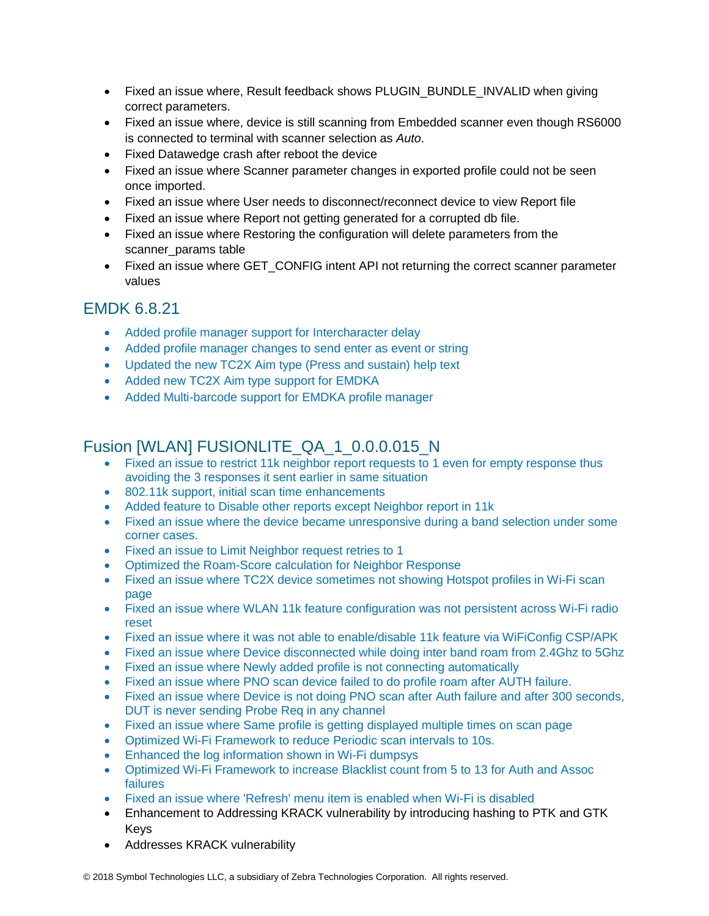- Fixed an issue where, Result feedback shows PLUGIN_BUNDLE_INVALID when giving correct parameters.
- Fixed an issue where, device is still scanning from Embedded scanner even though RS6000 is connected to terminal with scanner selection as *Auto*.
- Fixed Datawedge crash after reboot the device
- Fixed an issue where Scanner parameter changes in exported profile could not be seen once imported.
- Fixed an issue where User needs to disconnect/reconnect device to view Report file
- Fixed an issue where Report not getting generated for a corrupted db file.
- Fixed an issue where Restoring the configuration will delete parameters from the scanner_params table
- Fixed an issue where GET_CONFIG intent API not returning the correct scanner parameter values

## EMDK 6.8.21

- Added profile manager support for Intercharacter delay
- Added profile manager changes to send enter as event or string
- Updated the new TC2X Aim type (Press and sustain) help text
- Added new TC2X Aim type support for EMDKA
- Added Multi-barcode support for EMDKA profile manager

## Fusion [WLAN] FUSIONLITE_QA_1_0.0.0.015_N

- Fixed an issue to restrict 11k neighbor report requests to 1 even for empty response thus avoiding the 3 responses it sent earlier in same situation
- 802.11k support, initial scan time enhancements
- Added feature to Disable other reports except Neighbor report in 11k
- Fixed an issue where the device became unresponsive during a band selection under some corner cases.
- Fixed an issue to Limit Neighbor request retries to 1
- Optimized the Roam-Score calculation for Neighbor Response
- Fixed an issue where TC2X device sometimes not showing Hotspot profiles in Wi-Fi scan page
- Fixed an issue where WLAN 11k feature configuration was not persistent across Wi-Fi radio reset
- Fixed an issue where it was not able to enable/disable 11k feature via WiFiConfig CSP/APK
- Fixed an issue where Device disconnected while doing inter band roam from 2.4Ghz to 5Ghz
- Fixed an issue where Newly added profile is not connecting automatically
- Fixed an issue where PNO scan device failed to do profile roam after AUTH failure.
- Fixed an issue where Device is not doing PNO scan after Auth failure and after 300 seconds, DUT is never sending Probe Req in any channel
- Fixed an issue where Same profile is getting displayed multiple times on scan page
- Optimized Wi-Fi Framework to reduce Periodic scan intervals to 10s.
- Enhanced the log information shown in Wi-Fi dumpsys
- Optimized Wi-Fi Framework to increase Blacklist count from 5 to 13 for Auth and Assoc failures
- Fixed an issue where 'Refresh' menu item is enabled when Wi-Fi is disabled
- Enhancement to Addressing KRACK vulnerability by introducing hashing to PTK and GTK Keys
- Addresses KRACK vulnerability

© 2018 Symbol Technologies LLC, a subsidiary of Zebra Technologies Corporation. All rights reserved.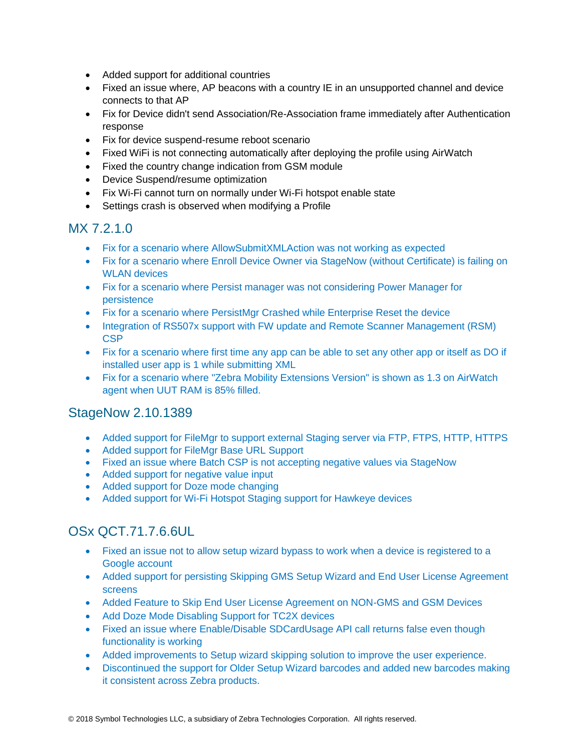- Added support for additional countries
- Fixed an issue where, AP beacons with a country IE in an unsupported channel and device connects to that AP
- Fix for Device didn't send Association/Re-Association frame immediately after Authentication response
- Fix for device suspend-resume reboot scenario
- Fixed WiFi is not connecting automatically after deploying the profile using AirWatch
- Fixed the country change indication from GSM module
- Device Suspend/resume optimization
- Fix Wi-Fi cannot turn on normally under Wi-Fi hotspot enable state
- Settings crash is observed when modifying a Profile

## MX 7.2.1.0

- Fix for a scenario where AllowSubmitXMLAction was not working as expected
- Fix for a scenario where Enroll Device Owner via StageNow (without Certificate) is failing on WLAN devices
- Fix for a scenario where Persist manager was not considering Power Manager for persistence
- Fix for a scenario where PersistMgr Crashed while Enterprise Reset the device
- Integration of RS507x support with FW update and Remote Scanner Management (RSM) CSP
- Fix for a scenario where first time any app can be able to set any other app or itself as DO if installed user app is 1 while submitting XML
- Fix for a scenario where "Zebra Mobility Extensions Version" is shown as 1.3 on AirWatch agent when UUT RAM is 85% filled.

## StageNow 2.10.1389

- Added support for FileMgr to support external Staging server via FTP, FTPS, HTTP, HTTPS
- Added support for FileMgr Base URL Support
- Fixed an issue where Batch CSP is not accepting negative values via StageNow
- Added support for negative value input
- Added support for Doze mode changing
- Added support for Wi-Fi Hotspot Staging support for Hawkeye devices

## OSx QCT.71.7.6.6UL

- Fixed an issue not to allow setup wizard bypass to work when a device is registered to a Google account
- Added support for persisting Skipping GMS Setup Wizard and End User License Agreement screens
- Added Feature to Skip End User License Agreement on NON-GMS and GSM Devices
- Add Doze Mode Disabling Support for TC2X devices
- Fixed an issue where Enable/Disable SDCardUsage API call returns false even though functionality is working
- Added improvements to Setup wizard skipping solution to improve the user experience.
- Discontinued the support for Older Setup Wizard barcodes and added new barcodes making it consistent across Zebra products.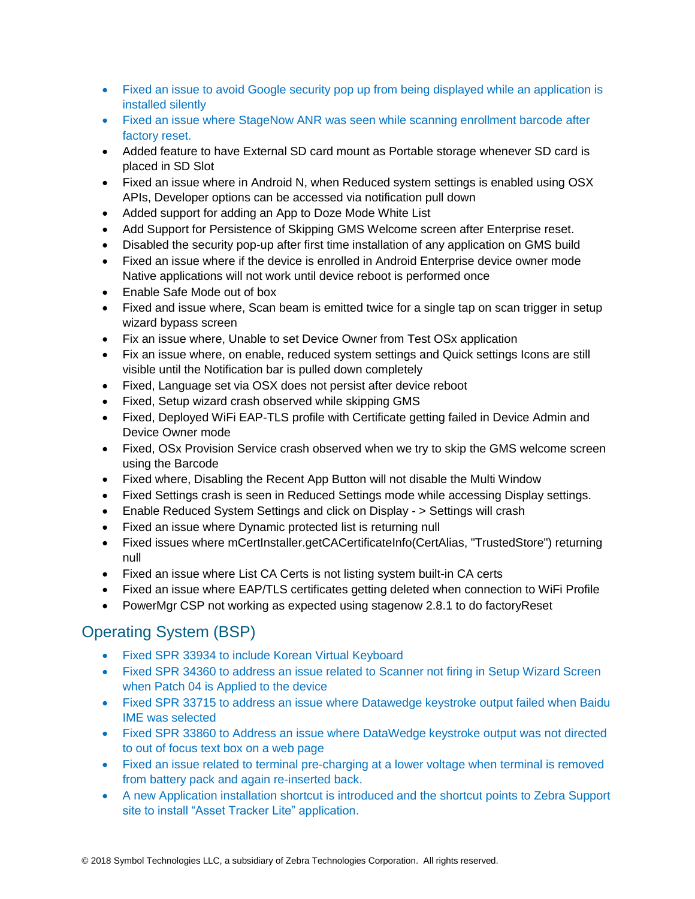- Fixed an issue to avoid Google security pop up from being displayed while an application is installed silently
- Fixed an issue where StageNow ANR was seen while scanning enrollment barcode after factory reset.
- Added feature to have External SD card mount as Portable storage whenever SD card is placed in SD Slot
- Fixed an issue where in Android N, when Reduced system settings is enabled using OSX APIs, Developer options can be accessed via notification pull down
- Added support for adding an App to Doze Mode White List
- Add Support for Persistence of Skipping GMS Welcome screen after Enterprise reset.
- Disabled the security pop-up after first time installation of any application on GMS build
- Fixed an issue where if the device is enrolled in Android Enterprise device owner mode Native applications will not work until device reboot is performed once
- Enable Safe Mode out of box
- Fixed and issue where, Scan beam is emitted twice for a single tap on scan trigger in setup wizard bypass screen
- Fix an issue where, Unable to set Device Owner from Test OSx application
- Fix an issue where, on enable, reduced system settings and Quick settings Icons are still visible until the Notification bar is pulled down completely
- Fixed, Language set via OSX does not persist after device reboot
- Fixed, Setup wizard crash observed while skipping GMS
- Fixed, Deployed WiFi EAP-TLS profile with Certificate getting failed in Device Admin and Device Owner mode
- Fixed, OSx Provision Service crash observed when we try to skip the GMS welcome screen using the Barcode
- Fixed where, Disabling the Recent App Button will not disable the Multi Window
- Fixed Settings crash is seen in Reduced Settings mode while accessing Display settings.
- Enable Reduced System Settings and click on Display - > Settings will crash
- Fixed an issue where Dynamic protected list is returning null
- Fixed issues where mCertInstaller.getCACertificateInfo(CertAlias, "TrustedStore") returning null
- Fixed an issue where List CA Certs is not listing system built-in CA certs
- Fixed an issue where EAP/TLS certificates getting deleted when connection to WiFi Profile
- PowerMgr CSP not working as expected using stagenow 2.8.1 to do factoryReset

## Operating System (BSP)

- Fixed SPR 33934 to include Korean Virtual Keyboard
- Fixed SPR 34360 to address an issue related to Scanner not firing in Setup Wizard Screen when Patch 04 is Applied to the device
- Fixed SPR 33715 to address an issue where Datawedge keystroke output failed when Baidu IME was selected
- Fixed SPR 33860 to Address an issue where DataWedge keystroke output was not directed to out of focus text box on a web page
- Fixed an issue related to terminal pre-charging at a lower voltage when terminal is removed from battery pack and again re-inserted back.
- A new Application installation shortcut is introduced and the shortcut points to Zebra Support site to install "Asset Tracker Lite" application.

© 2018 Symbol Technologies LLC, a subsidiary of Zebra Technologies Corporation. All rights reserved.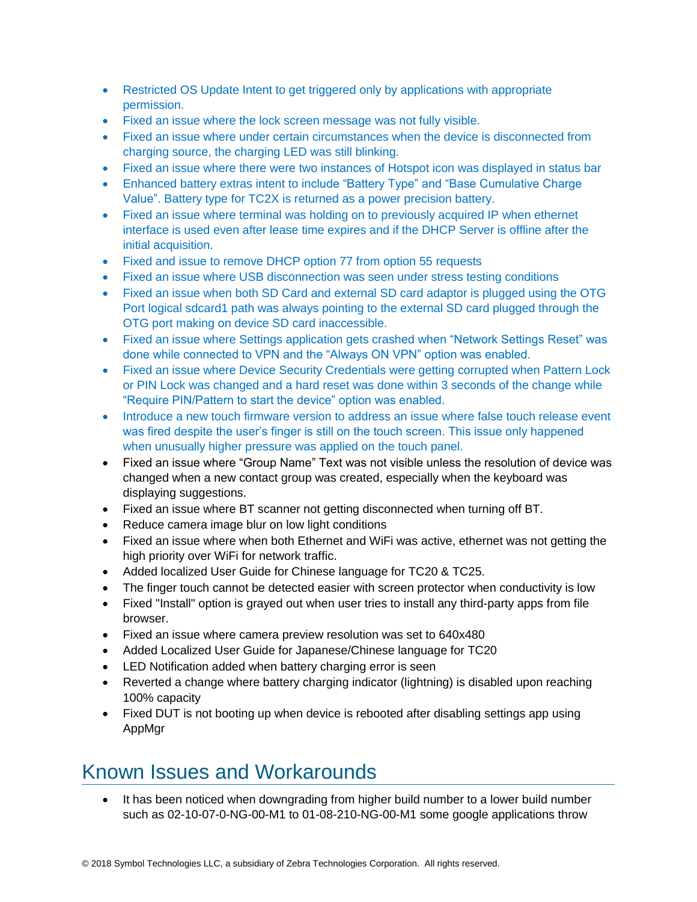- Restricted OS Update Intent to get triggered only by applications with appropriate permission.
- Fixed an issue where the lock screen message was not fully visible.
- Fixed an issue where under certain circumstances when the device is disconnected from charging source, the charging LED was still blinking.
- Fixed an issue where there were two instances of Hotspot icon was displayed in status bar
- Enhanced battery extras intent to include "Battery Type" and "Base Cumulative Charge Value". Battery type for TC2X is returned as a power precision battery.
- Fixed an issue where terminal was holding on to previously acquired IP when ethernet interface is used even after lease time expires and if the DHCP Server is offline after the initial acquisition.
- Fixed and issue to remove DHCP option 77 from option 55 requests
- Fixed an issue where USB disconnection was seen under stress testing conditions
- Fixed an issue when both SD Card and external SD card adaptor is plugged using the OTG Port logical sdcard1 path was always pointing to the external SD card plugged through the OTG port making on device SD card inaccessible.
- Fixed an issue where Settings application gets crashed when "Network Settings Reset" was done while connected to VPN and the "Always ON VPN" option was enabled.
- Fixed an issue where Device Security Credentials were getting corrupted when Pattern Lock or PIN Lock was changed and a hard reset was done within 3 seconds of the change while "Require PIN/Pattern to start the device" option was enabled.
- Introduce a new touch firmware version to address an issue where false touch release event was fired despite the user's finger is still on the touch screen. This issue only happened when unusually higher pressure was applied on the touch panel.
- Fixed an issue where "Group Name" Text was not visible unless the resolution of device was changed when a new contact group was created, especially when the keyboard was displaying suggestions.
- Fixed an issue where BT scanner not getting disconnected when turning off BT.
- Reduce camera image blur on low light conditions
- Fixed an issue where when both Ethernet and WiFi was active, ethernet was not getting the high priority over WiFi for network traffic.
- Added localized User Guide for Chinese language for TC20 & TC25.
- The finger touch cannot be detected easier with screen protector when conductivity is low
- Fixed "Install" option is grayed out when user tries to install any third-party apps from file browser.
- Fixed an issue where camera preview resolution was set to 640x480
- Added Localized User Guide for Japanese/Chinese language for TC20
- LED Notification added when battery charging error is seen
- Reverted a change where battery charging indicator (lightning) is disabled upon reaching 100% capacity
- Fixed DUT is not booting up when device is rebooted after disabling settings app using AppMgr

# Known Issues and Workarounds

- It has been noticed when downgrading from higher build number to a lower build number such as 02-10-07-0-NG-00-M1 to 01-08-210-NG-00-M1 some google applications throw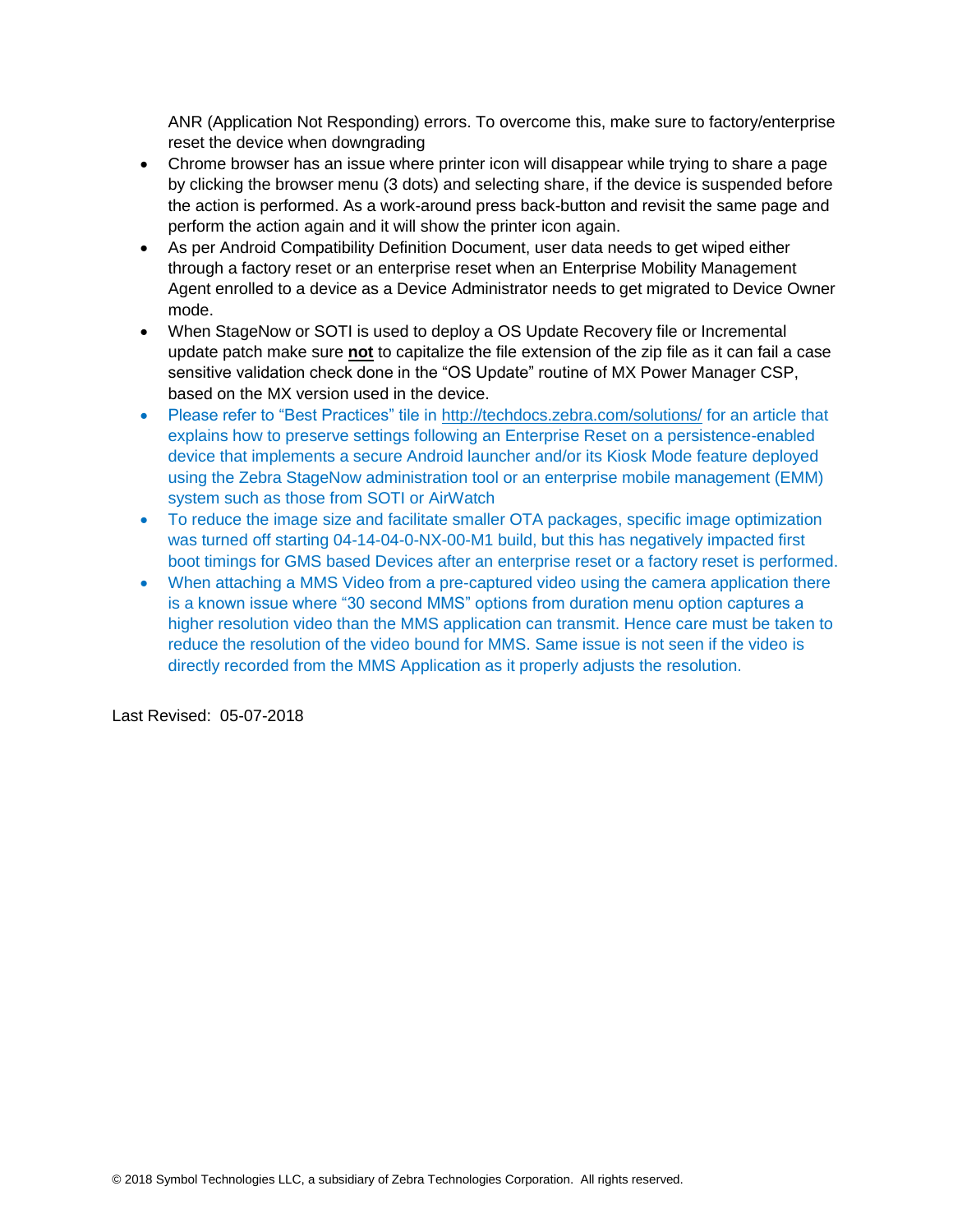ANR (Application Not Responding) errors. To overcome this, make sure to factory/enterprise reset the device when downgrading

- Chrome browser has an issue where printer icon will disappear while trying to share a page by clicking the browser menu (3 dots) and selecting share, if the device is suspended before the action is performed. As a work-around press back-button and revisit the same page and perform the action again and it will show the printer icon again.
- As per Android Compatibility Definition Document, user data needs to get wiped either through a factory reset or an enterprise reset when an Enterprise Mobility Management Agent enrolled to a device as a Device Administrator needs to get migrated to Device Owner mode.
- When StageNow or SOTI is used to deploy a OS Update Recovery file or Incremental update patch make sure **not** to capitalize the file extension of the zip file as it can fail a case sensitive validation check done in the "OS Update" routine of MX Power Manager CSP, based on the MX version used in the device.
- Please refer to "Best Practices" tile in http://techdocs.zebra.com/solutions/ for an article that explains how to preserve settings following an Enterprise Reset on a persistence-enabled device that implements a secure Android launcher and/or its Kiosk Mode feature deployed using the Zebra StageNow administration tool or an enterprise mobile management (EMM) system such as those from SOTI or AirWatch
- To reduce the image size and facilitate smaller OTA packages, specific image optimization was turned off starting 04-14-04-0-NX-00-M1 build, but this has negatively impacted first boot timings for GMS based Devices after an enterprise reset or a factory reset is performed.
- When attaching a MMS Video from a pre-captured video using the camera application there is a known issue where "30 second MMS" options from duration menu option captures a higher resolution video than the MMS application can transmit. Hence care must be taken to reduce the resolution of the video bound for MMS. Same issue is not seen if the video is directly recorded from the MMS Application as it properly adjusts the resolution.

Last Revised: 05-07-2018

© 2018 Symbol Technologies LLC, a subsidiary of Zebra Technologies Corporation. All rights reserved.